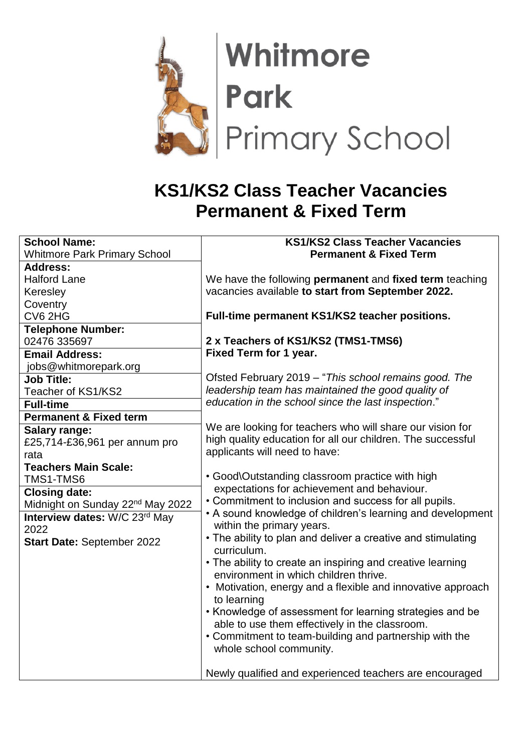# Whitmore Park Primary School

## KS1/KS2 Class Teacher Vacancies Permanent & Fixed Term

| **School Name:** Whitmore Park Primary School | **KS1/KS2 Class Teacher Vacancies Permanent & Fixed Term** |
|---|---|
| **Address:** Halford Lane Keresley Coventry CV6 2HG | We have the following **permanent** and **fixed term** teaching vacancies available **to start from September 2022.** **Full-time permanent KS1/KS2 teacher positions.** |
| **Telephone Number:** 02476 335697 | **2 x Teachers of KS1/KS2 (TMS1-TMS6)** |
| **Email Address:** jobs@whitmorepark.org | **Fixed Term for 1 year.** |
| **Job Title:** Teacher of KS1/KS2 | Ofsted February 2019 – "*This school remains good. The leadership team has maintained the good quality of education in the school since the last inspection*." |
| **Full-time** | |
| **Permanent & Fixed term** | |
| **Salary range:** £25,714-£36,961 per annum pro rata | We are looking for teachers who will share our vision for high quality education for all our children. The successful applicants will need to have: |
| **Teachers Main Scale:** TMS1-TMS6 | |
| **Closing date:** Midnight on Sunday 22nd May 2022 | • Good\Outstanding classroom practice with high expectations for achievement and behaviour. • Commitment to inclusion and success for all pupils. |
| **Interview dates:** W/C 23rd May 2022 **Start Date:** September 2022 | • A sound knowledge of children's learning and development within the primary years. • The ability to plan and deliver a creative and stimulating curriculum. • The ability to create an inspiring and creative learning environment in which children thrive. • Motivation, energy and a flexible and innovative approach to learning • Knowledge of assessment for learning strategies and be able to use them effectively in the classroom. • Commitment to team-building and partnership with the whole school community. Newly qualified and experienced teachers are encouraged |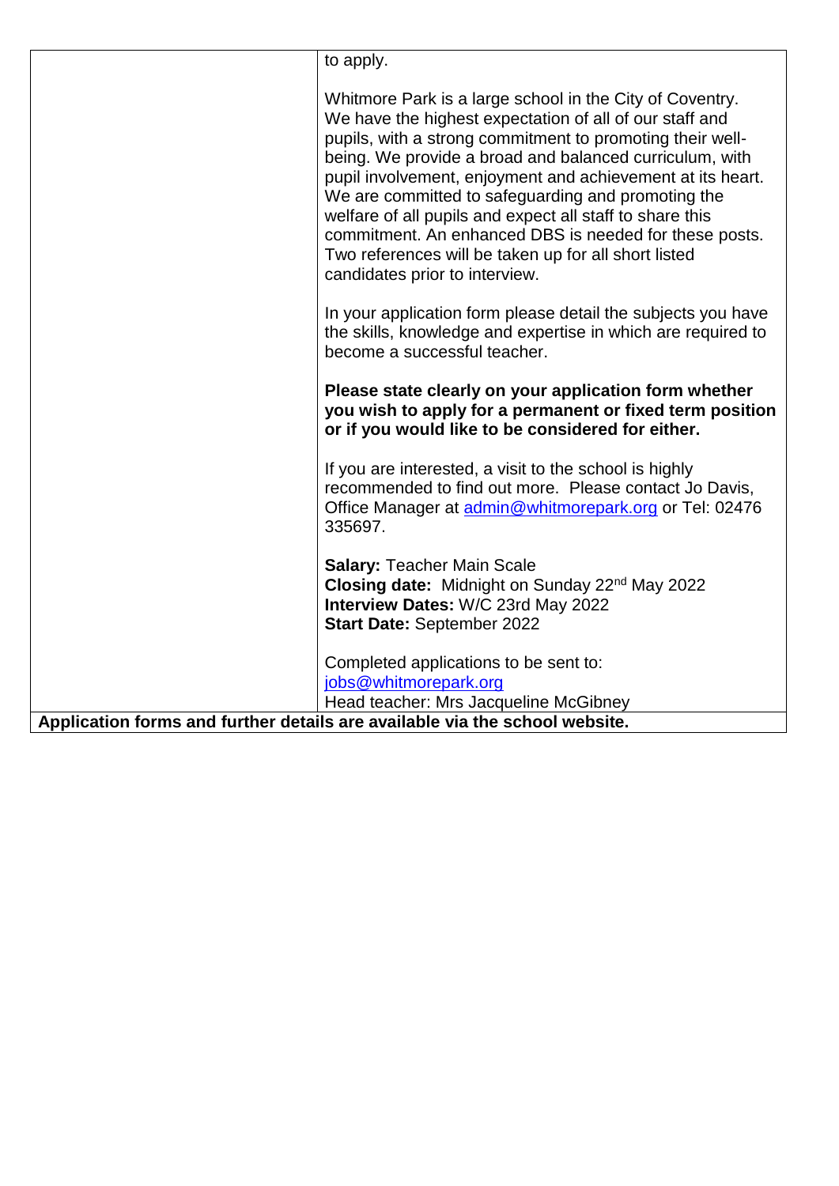| | |
|---|---|
| | to apply.<br><br>Whitmore Park is a large school in the City of Coventry. We have the highest expectation of all of our staff and pupils, with a strong commitment to promoting their well-being. We provide a broad and balanced curriculum, with pupil involvement, enjoyment and achievement at its heart. We are committed to safeguarding and promoting the welfare of all pupils and expect all staff to share this commitment. An enhanced DBS is needed for these posts. Two references will be taken up for all short listed candidates prior to interview.<br><br>In your application form please detail the subjects you have the skills, knowledge and expertise in which are required to become a successful teacher.<br><br>**Please state clearly on your application form whether you wish to apply for a permanent or fixed term position or if you would like to be considered for either.**<br><br>If you are interested, a visit to the school is highly recommended to find out more. Please contact Jo Davis, Office Manager at admin@whitmorepark.org or Tel: 02476 335697.<br><br>**Salary:** Teacher Main Scale<br>**Closing date:** Midnight on Sunday 22nd May 2022<br>**Interview Dates:** W/C 23rd May 2022<br>**Start Date:** September 2022<br><br>Completed applications to be sent to:<br>jobs@whitmorepark.org<br>Head teacher: Mrs Jacqueline McGibney |
| **Application forms and further details are available via the school website.** | |